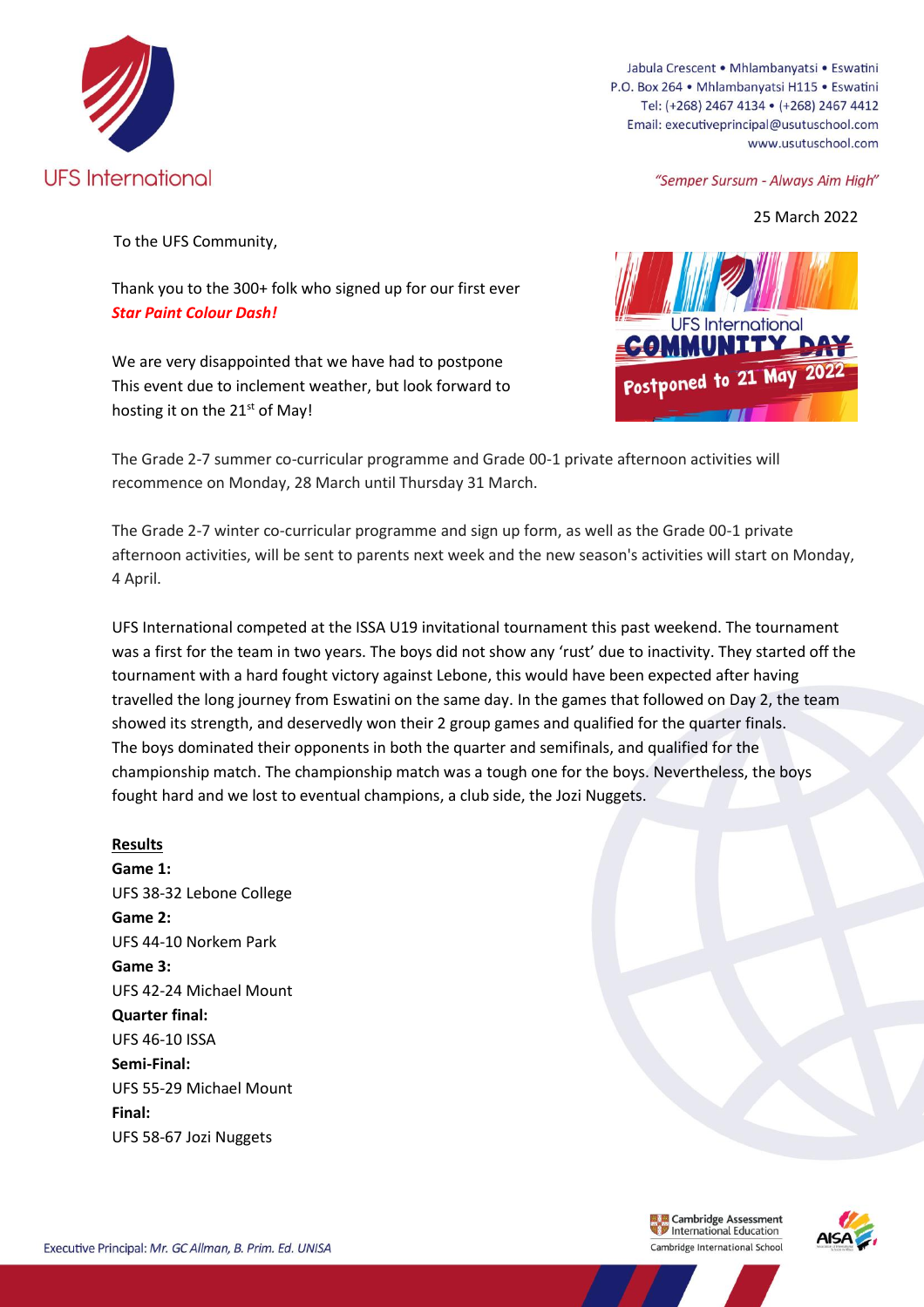UFS International

Jabula Crescent • Mhlambanyatsi • Eswatini
P.O. Box 264 • Mhlambanyatsi H115 • Eswatini
Tel: (+268) 2467 4134 • (+268) 2467 4412
Email: executiveprincipal@usutuschool.com
www.usutuschool.com

*"Semper Sursum - Always Aim High"*

25 March 2022

To the UFS Community,

Thank you to the 300+ folk who signed up for our first ever ***Star Paint Colour Dash!***

We are very disappointed that we have had to postpone This event due to inclement weather, but look forward to hosting it on the 21st of May!

UFS International COMMUNITY DAY Postponed to 21 May 2022

The Grade 2-7 summer co-curricular programme and Grade 00-1 private afternoon activities will recommence on Monday, 28 March until Thursday 31 March.

The Grade 2-7 winter co-curricular programme and sign up form, as well as the Grade 00-1 private afternoon activities, will be sent to parents next week and the new season's activities will start on Monday, 4 April.

UFS International competed at the ISSA U19 invitational tournament this past weekend. The tournament was a first for the team in two years. The boys did not show any 'rust' due to inactivity. They started off the tournament with a hard fought victory against Lebone, this would have been expected after having travelled the long journey from Eswatini on the same day. In the games that followed on Day 2, the team showed its strength, and deservedly won their 2 group games and qualified for the quarter finals. The boys dominated their opponents in both the quarter and semifinals, and qualified for the championship match. The championship match was a tough one for the boys. Nevertheless, the boys fought hard and we lost to eventual champions, a club side, the Jozi Nuggets.

**Results**

**Game 1:**
UFS 38-32 Lebone College

**Game 2:**
UFS 44-10 Norkem Park

**Game 3:**
UFS 42-24 Michael Mount

**Quarter final:**
UFS 46-10 ISSA

**Semi-Final:**
UFS 55-29 Michael Mount

**Final:**
UFS 58-67 Jozi Nuggets

Executive Principal: *Mr. GC Allman, B. Prim. Ed. UNISA*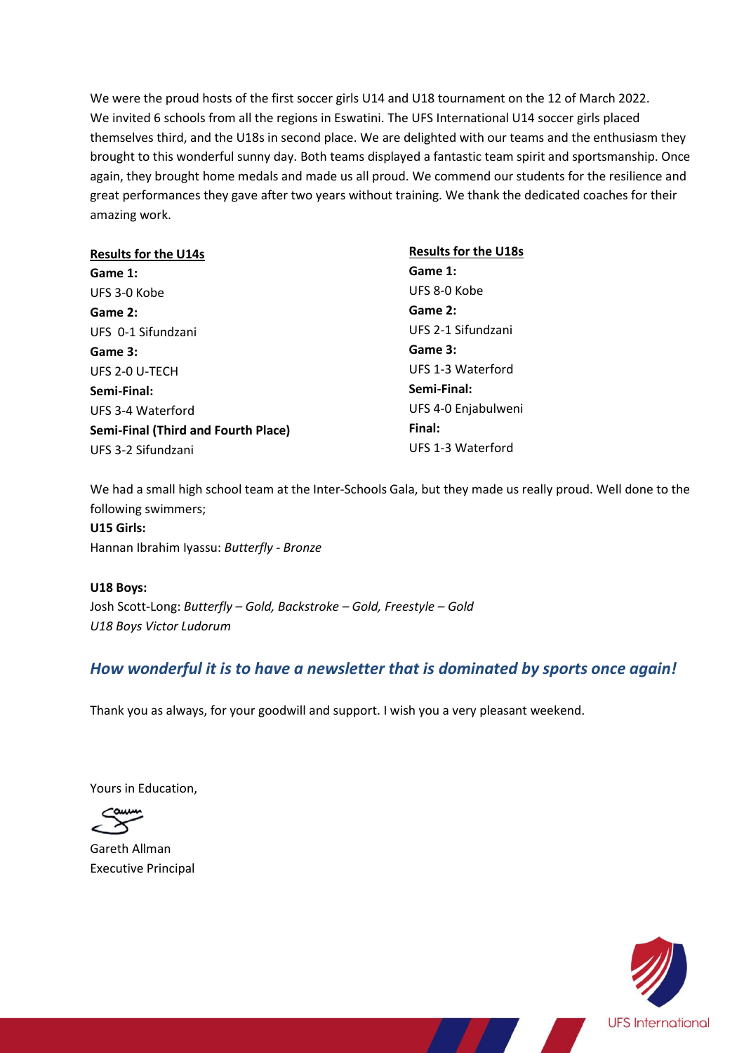We were the proud hosts of the first soccer girls U14 and U18 tournament on the 12 of March 2022. We invited 6 schools from all the regions in Eswatini. The UFS International U14 soccer girls placed themselves third, and the U18s in second place. We are delighted with our teams and the enthusiasm they brought to this wonderful sunny day. Both teams displayed a fantastic team spirit and sportsmanship. Once again, they brought home medals and made us all proud. We commend our students for the resilience and great performances they gave after two years without training. We thank the dedicated coaches for their amazing work.

**Results for the U14s**

**Game 1:**
UFS 3-0 Kobe

**Game 2:**
UFS 0-1 Sifundzani

**Game 3:**
UFS 2-0 U-TECH

**Semi-Final:**
UFS 3-4 Waterford

**Semi-Final (Third and Fourth Place)**
UFS 3-2 Sifundzani

**Results for the U18s**

**Game 1:**
UFS 8-0 Kobe

**Game 2:**
UFS 2-1 Sifundzani

**Game 3:**
UFS 1-3 Waterford

**Semi-Final:**
UFS 4-0 Enjabulweni

**Final:**
UFS 1-3 Waterford

We had a small high school team at the Inter-Schools Gala, but they made us really proud. Well done to the following swimmers;

**U15 Girls:**
Hannan Ibrahim Iyassu: *Butterfly - Bronze*

**U18 Boys:**
Josh Scott-Long: *Butterfly – Gold, Backstroke – Gold, Freestyle – Gold*
*U18 Boys Victor Ludorum*

## *How wonderful it is to have a newsletter that is dominated by sports once again!*

Thank you as always, for your goodwill and support. I wish you a very pleasant weekend.

Yours in Education,

Gareth Allman
Executive Principal